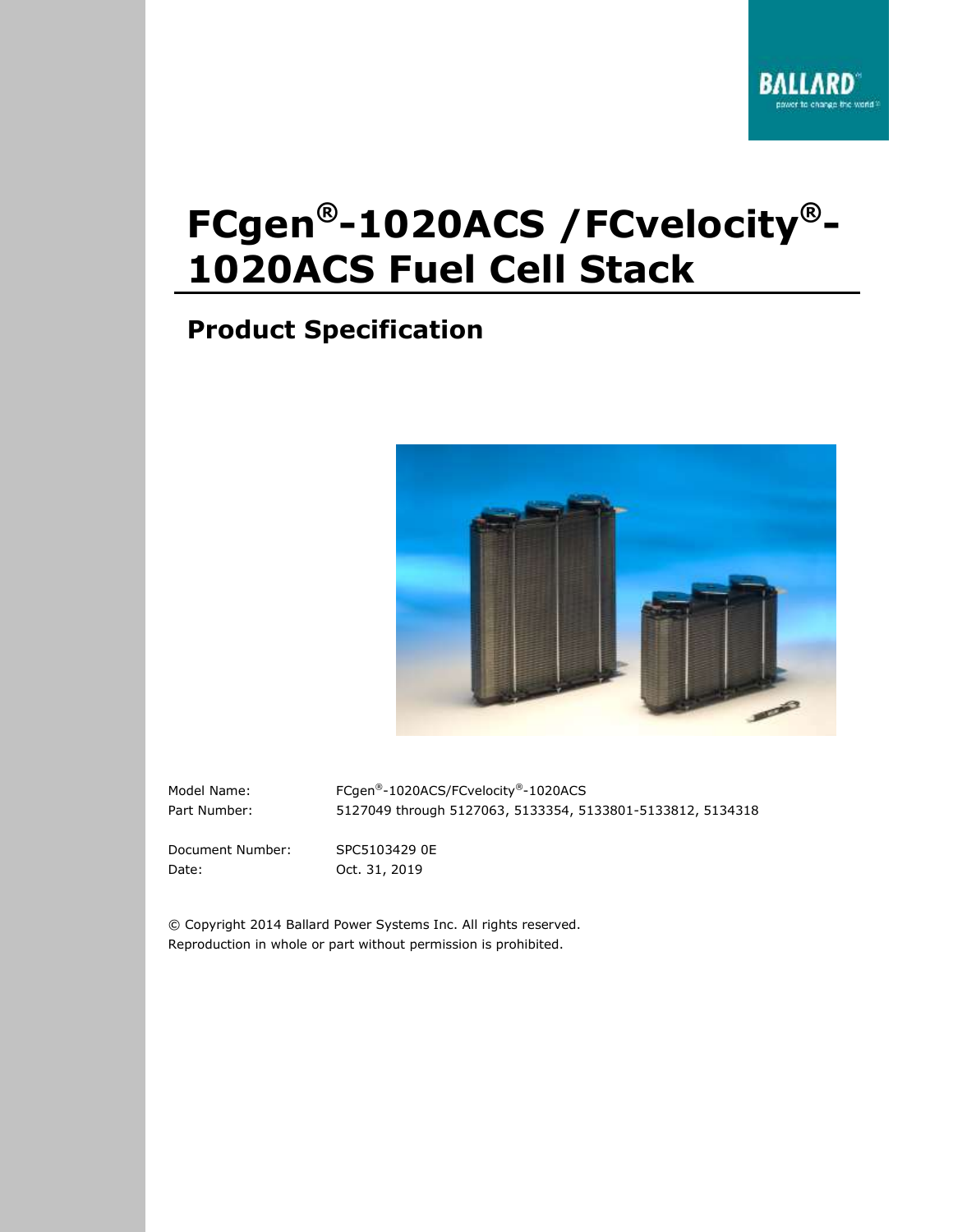BALLARD
power to change the world

# FCgen®-1020ACS /FCvelocity®-1020ACS Fuel Cell Stack

## Product Specification

Model Name: FCgen®-1020ACS/FCvelocity®-1020ACS

Part Number: 5127049 through 5127063, 5133354, 5133801-5133812, 5134318

Document Number: SPC5103429 0E

Date: Oct. 31, 2019

© Copyright 2014 Ballard Power Systems Inc. All rights reserved.
Reproduction in whole or part without permission is prohibited.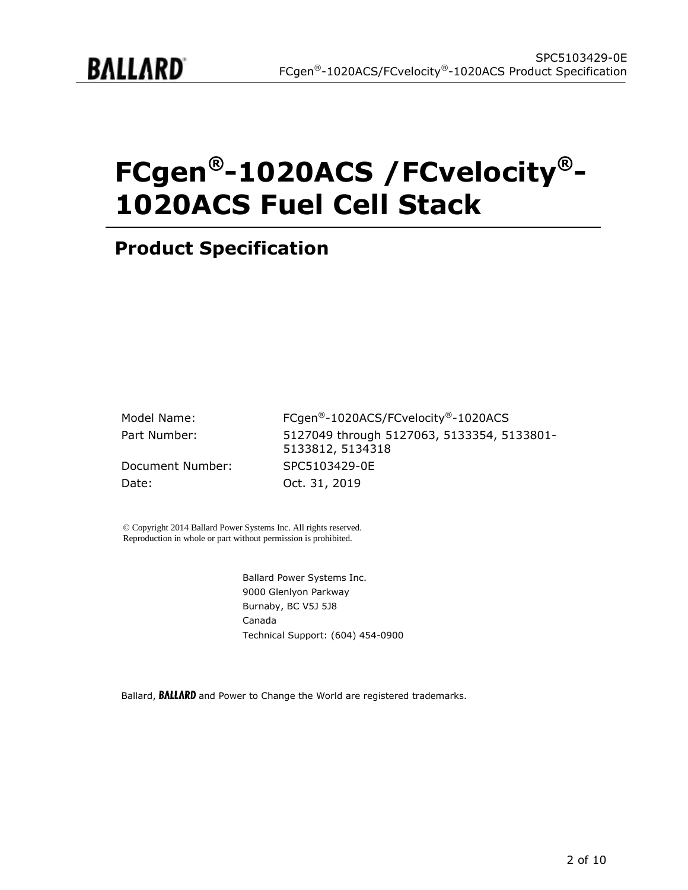# FCgen®-1020ACS /FCvelocity®-1020ACS Fuel Cell Stack

## Product Specification

| | |
|---|---|
| Model Name: | FCgen®-1020ACS/FCvelocity®-1020ACS |
| Part Number: | 5127049 through 5127063, 5133354, 5133801-5133812, 5134318 |
| Document Number: | SPC5103429-0E |
| Date: | Oct. 31, 2019 |

© Copyright 2014 Ballard Power Systems Inc. All rights reserved.
Reproduction in whole or part without permission is prohibited.

Ballard Power Systems Inc.
9000 Glenlyon Parkway
Burnaby, BC V5J 5J8
Canada
Technical Support: (604) 454-0900

Ballard, BALLARD and Power to Change the World are registered trademarks.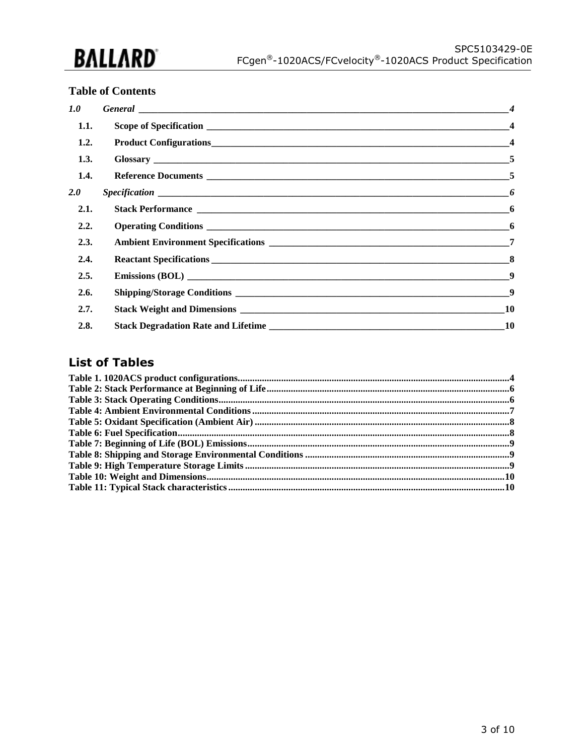## Table of Contents

*1.0 General* ____ *4*

**1.1. Scope of Specification** ____ **4**

**1.2. Product Configurations** ____ **4**

**1.3. Glossary** ____ **5**

**1.4. Reference Documents** ____ **5**

*2.0 Specification* ____ *6*

**2.1. Stack Performance** ____ **6**

**2.2. Operating Conditions** ____ **6**

**2.3. Ambient Environment Specifications** ____ **7**

**2.4. Reactant Specifications** ____ **8**

**2.5. Emissions (BOL)** ____ **9**

**2.6. Shipping/Storage Conditions** ____ **9**

**2.7. Stack Weight and Dimensions** ____ **10**

**2.8. Stack Degradation Rate and Lifetime** ____ **10**

## List of Tables

**Table 1. 1020ACS product configurations** ....... **4**
**Table 2: Stack Performance at Beginning of Life** ....... **6**
**Table 3: Stack Operating Conditions** ....... **6**
**Table 4: Ambient Environmental Conditions** ....... **7**
**Table 5: Oxidant Specification (Ambient Air)** ....... **8**
**Table 6: Fuel Specification** ....... **8**
**Table 7: Beginning of Life (BOL) Emissions** ....... **9**
**Table 8: Shipping and Storage Environmental Conditions** ....... **9**
**Table 9: High Temperature Storage Limits** ....... **9**
**Table 10: Weight and Dimensions** ....... **10**
**Table 11: Typical Stack characteristics** ....... **10**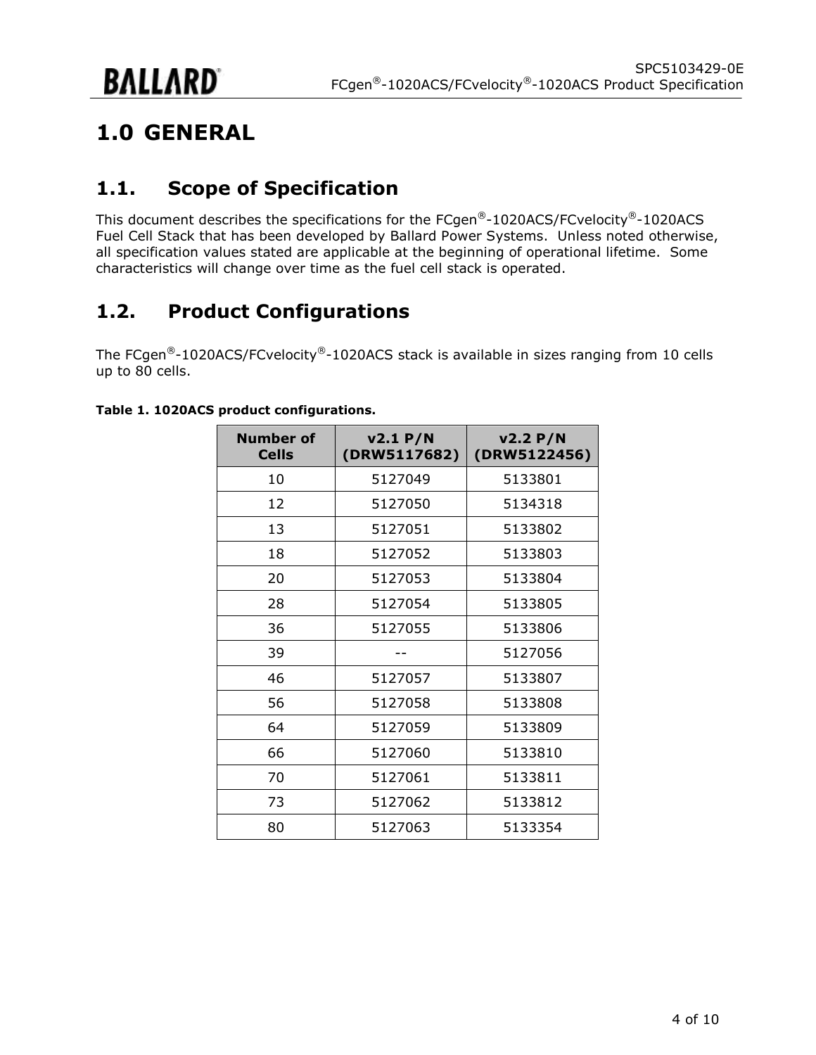# 1.0 GENERAL

## 1.1. Scope of Specification

This document describes the specifications for the FCgen®-1020ACS/FCvelocity®-1020ACS Fuel Cell Stack that has been developed by Ballard Power Systems. Unless noted otherwise, all specification values stated are applicable at the beginning of operational lifetime. Some characteristics will change over time as the fuel cell stack is operated.

## 1.2. Product Configurations

The FCgen®-1020ACS/FCvelocity®-1020ACS stack is available in sizes ranging from 10 cells up to 80 cells.

**Table 1. 1020ACS product configurations.**

| Number of Cells | v2.1 P/N (DRW5117682) | v2.2 P/N (DRW5122456) |
|---|---|---|
| 10 | 5127049 | 5133801 |
| 12 | 5127050 | 5134318 |
| 13 | 5127051 | 5133802 |
| 18 | 5127052 | 5133803 |
| 20 | 5127053 | 5133804 |
| 28 | 5127054 | 5133805 |
| 36 | 5127055 | 5133806 |
| 39 | -- | 5127056 |
| 46 | 5127057 | 5133807 |
| 56 | 5127058 | 5133808 |
| 64 | 5127059 | 5133809 |
| 66 | 5127060 | 5133810 |
| 70 | 5127061 | 5133811 |
| 73 | 5127062 | 5133812 |
| 80 | 5127063 | 5133354 |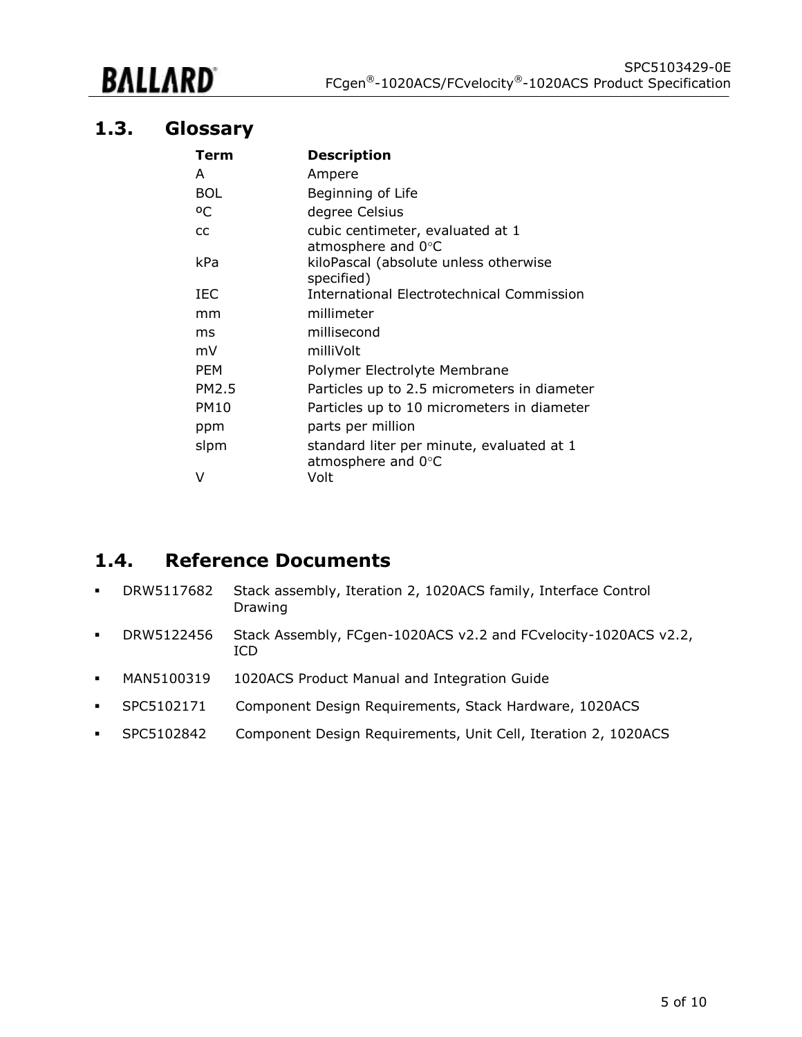## 1.3. Glossary

| Term | Description |
|---|---|
| A | Ampere |
| BOL | Beginning of Life |
| ºC | degree Celsius |
| cc | cubic centimeter, evaluated at 1 atmosphere and 0°C |
| kPa | kiloPascal (absolute unless otherwise specified) |
| IEC | International Electrotechnical Commission |
| mm | millimeter |
| ms | millisecond |
| mV | milliVolt |
| PEM | Polymer Electrolyte Membrane |
| PM2.5 | Particles up to 2.5 micrometers in diameter |
| PM10 | Particles up to 10 micrometers in diameter |
| ppm | parts per million |
| slpm | standard liter per minute, evaluated at 1 atmosphere and 0°C |
| V | Volt |

## 1.4. Reference Documents

- DRW5117682 Stack assembly, Iteration 2, 1020ACS family, Interface Control Drawing
- DRW5122456 Stack Assembly, FCgen-1020ACS v2.2 and FCvelocity-1020ACS v2.2, ICD
- MAN5100319 1020ACS Product Manual and Integration Guide
- SPC5102171 Component Design Requirements, Stack Hardware, 1020ACS
- SPC5102842 Component Design Requirements, Unit Cell, Iteration 2, 1020ACS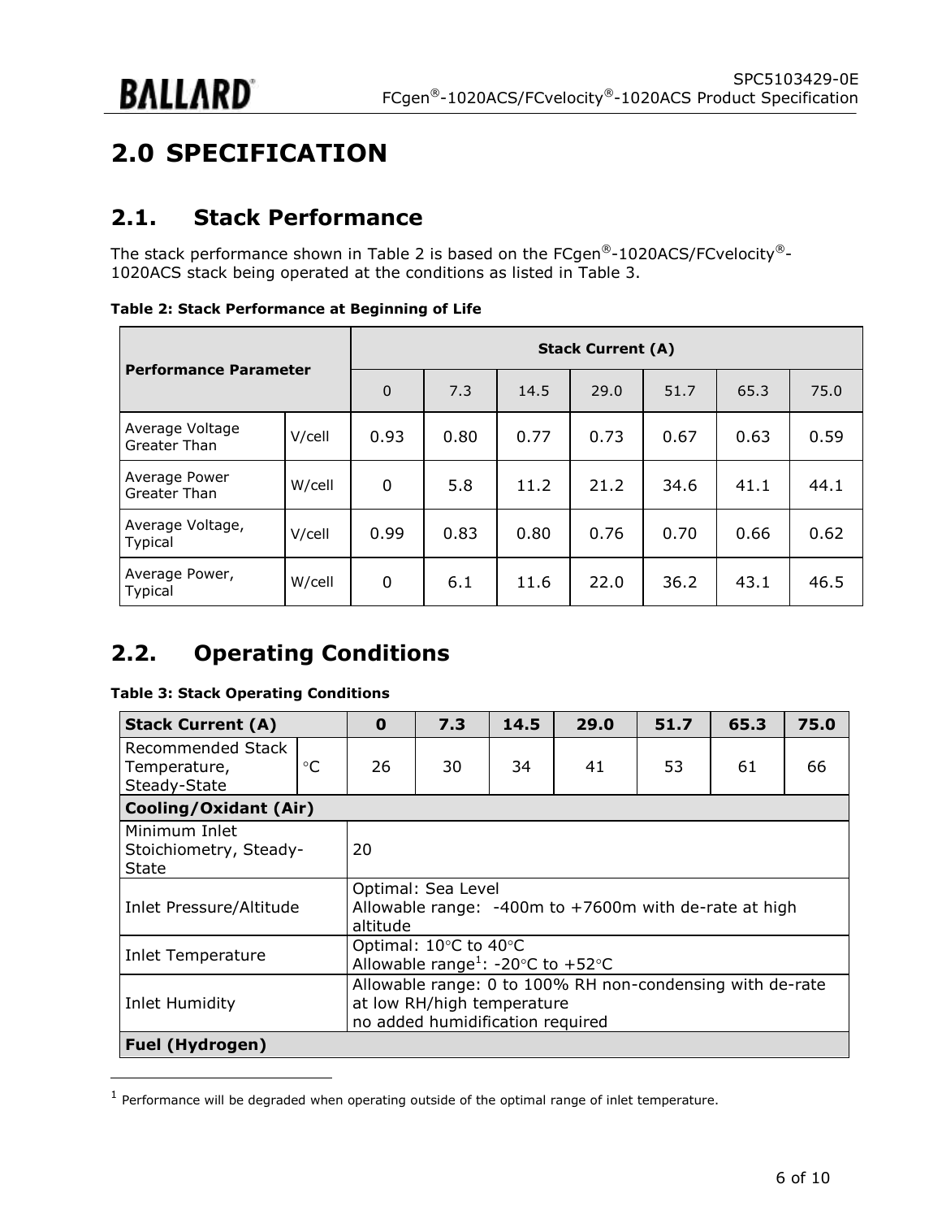# 2.0 SPECIFICATION

## 2.1. Stack Performance

The stack performance shown in Table 2 is based on the FCgen®-1020ACS/FCvelocity®-1020ACS stack being operated at the conditions as listed in Table 3.

**Table 2: Stack Performance at Beginning of Life**

| Performance Parameter | | Stack Current (A) | | | | | | |
|---|---|---|---|---|---|---|---|---|
| | | 0 | 7.3 | 14.5 | 29.0 | 51.7 | 65.3 | 75.0 |
| Average Voltage Greater Than | V/cell | 0.93 | 0.80 | 0.77 | 0.73 | 0.67 | 0.63 | 0.59 |
| Average Power Greater Than | W/cell | 0 | 5.8 | 11.2 | 21.2 | 34.6 | 41.1 | 44.1 |
| Average Voltage, Typical | V/cell | 0.99 | 0.83 | 0.80 | 0.76 | 0.70 | 0.66 | 0.62 |
| Average Power, Typical | W/cell | 0 | 6.1 | 11.6 | 22.0 | 36.2 | 43.1 | 46.5 |

## 2.2. Operating Conditions

**Table 3: Stack Operating Conditions**

| **Stack Current (A)** | | **0** | **7.3** | **14.5** | **29.0** | **51.7** | **65.3** | **75.0** |
|---|---|---|---|---|---|---|---|---|
| Recommended Stack Temperature, Steady-State | °C | 26 | 30 | 34 | 41 | 53 | 61 | 66 |
| **Cooling/Oxidant (Air)** | | | | | | | | |
| Minimum Inlet Stoichiometry, Steady-State | | 20 | | | | | | |
| Inlet Pressure/Altitude | | Optimal: Sea Level<br>Allowable range: -400m to +7600m with de-rate at high altitude | | | | | | |
| Inlet Temperature | | Optimal: 10°C to 40°C<br>Allowable range[1]: -20°C to +52°C | | | | | | |
| Inlet Humidity | | Allowable range: 0 to 100% RH non-condensing with de-rate at low RH/high temperature<br>no added humidification required | | | | | | |
| **Fuel (Hydrogen)** | | | | | | | | |

[1] Performance will be degraded when operating outside of the optimal range of inlet temperature.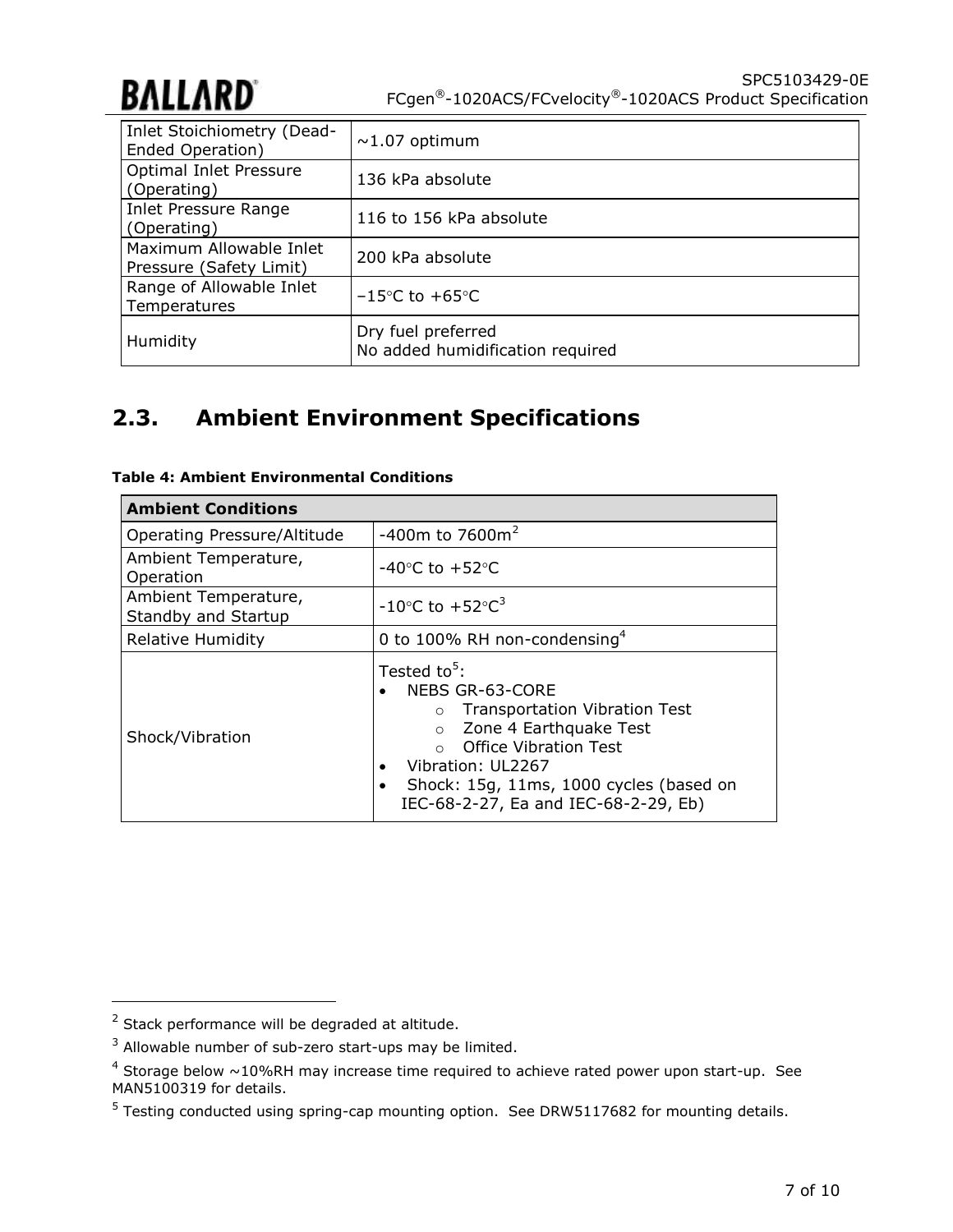| | |
|---|---|
| Inlet Stoichiometry (Dead-Ended Operation) | ~1.07 optimum |
| Optimal Inlet Pressure (Operating) | 136 kPa absolute |
| Inlet Pressure Range (Operating) | 116 to 156 kPa absolute |
| Maximum Allowable Inlet Pressure (Safety Limit) | 200 kPa absolute |
| Range of Allowable Inlet Temperatures | –15°C to +65°C |
| Humidity | Dry fuel preferred<br>No added humidification required |

## 2.3. Ambient Environment Specifications

**Table 4: Ambient Environmental Conditions**

| **Ambient Conditions** | |
|---|---|
| Operating Pressure/Altitude | -400m to 7600m[2] |
| Ambient Temperature, Operation | -40°C to +52°C |
| Ambient Temperature, Standby and Startup | -10°C to +52°C[3] |
| Relative Humidity | 0 to 100% RH non-condensing[4] |
| Shock/Vibration | Tested to[5]:<br>• NEBS GR-63-CORE<br>&nbsp;&nbsp;&nbsp;&nbsp;○ Transportation Vibration Test<br>&nbsp;&nbsp;&nbsp;&nbsp;○ Zone 4 Earthquake Test<br>&nbsp;&nbsp;&nbsp;&nbsp;○ Office Vibration Test<br>• Vibration: UL2267<br>• Shock: 15g, 11ms, 1000 cycles (based on IEC-68-2-27, Ea and IEC-68-2-29, Eb) |

[2] Stack performance will be degraded at altitude.

[3] Allowable number of sub-zero start-ups may be limited.

[4] Storage below ~10%RH may increase time required to achieve rated power upon start-up. See MAN5100319 for details.

[5] Testing conducted using spring-cap mounting option. See DRW5117682 for mounting details.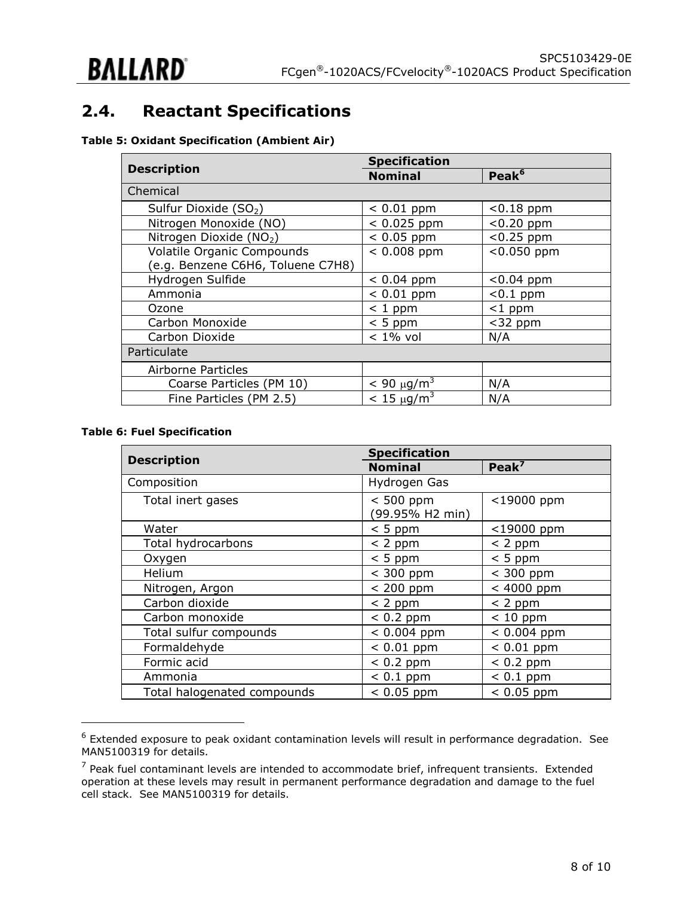## 2.4. Reactant Specifications

**Table 5: Oxidant Specification (Ambient Air)**

| Description | Specification | |
|---|---|---|
| | **Nominal** | **Peak**[6] |
| Chemical | | |
| Sulfur Dioxide ($SO_2$) | < 0.01 ppm | <0.18 ppm |
| Nitrogen Monoxide (NO) | < 0.025 ppm | <0.20 ppm |
| Nitrogen Dioxide ($NO_2$) | < 0.05 ppm | <0.25 ppm |
| Volatile Organic Compounds (e.g. Benzene C6H6, Toluene C7H8) | < 0.008 ppm | <0.050 ppm |
| Hydrogen Sulfide | < 0.04 ppm | <0.04 ppm |
| Ammonia | < 0.01 ppm | <0.1 ppm |
| Ozone | < 1 ppm | <1 ppm |
| Carbon Monoxide | < 5 ppm | <32 ppm |
| Carbon Dioxide | < 1% vol | N/A |
| Particulate | | |
| Airborne Particles | | |
| Coarse Particles (PM 10) | < 90 $\mu g/m^3$ | N/A |
| Fine Particles (PM 2.5) | < 15 $\mu g/m^3$ | N/A |

**Table 6: Fuel Specification**

| Description | Specification | |
|---|---|---|
| | **Nominal** | **Peak**[7] |
| Composition | Hydrogen Gas | |
| Total inert gases | < 500 ppm (99.95% H2 min) | <19000 ppm |
| Water | < 5 ppm | <19000 ppm |
| Total hydrocarbons | < 2 ppm | < 2 ppm |
| Oxygen | < 5 ppm | < 5 ppm |
| Helium | < 300 ppm | < 300 ppm |
| Nitrogen, Argon | < 200 ppm | < 4000 ppm |
| Carbon dioxide | < 2 ppm | < 2 ppm |
| Carbon monoxide | < 0.2 ppm | < 10 ppm |
| Total sulfur compounds | < 0.004 ppm | < 0.004 ppm |
| Formaldehyde | < 0.01 ppm | < 0.01 ppm |
| Formic acid | < 0.2 ppm | < 0.2 ppm |
| Ammonia | < 0.1 ppm | < 0.1 ppm |
| Total halogenated compounds | < 0.05 ppm | < 0.05 ppm |

[6] Extended exposure to peak oxidant contamination levels will result in performance degradation. See MAN5100319 for details.

[7] Peak fuel contaminant levels are intended to accommodate brief, infrequent transients. Extended operation at these levels may result in permanent performance degradation and damage to the fuel cell stack. See MAN5100319 for details.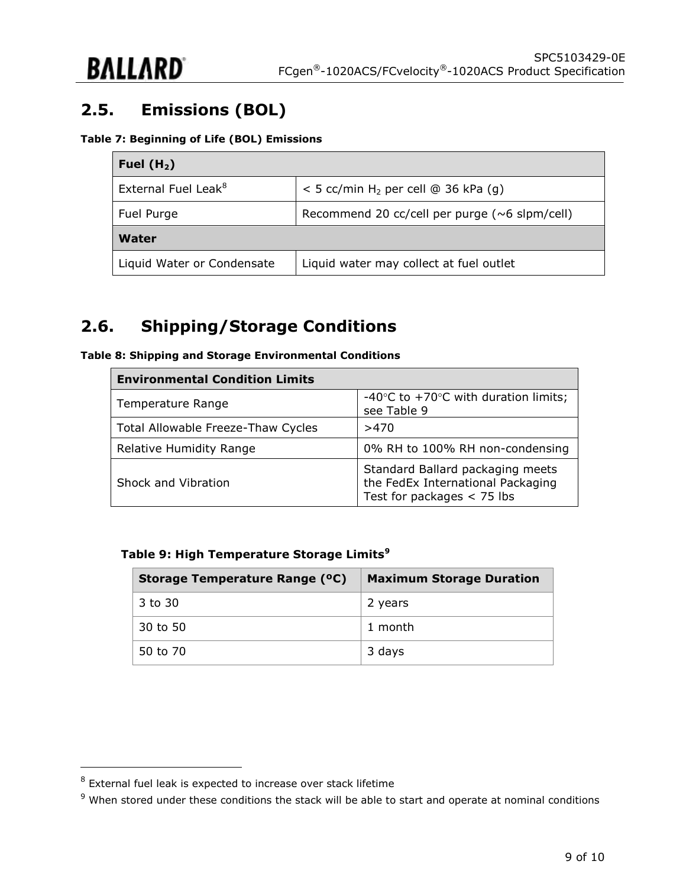## 2.5. Emissions (BOL)

**Table 7: Beginning of Life (BOL) Emissions**

| **Fuel ($H_2$)** | |
|---|---|
| External Fuel Leak[8] | < 5 cc/min $H_2$ per cell @ 36 kPa (g) |
| Fuel Purge | Recommend 20 cc/cell per purge (~6 slpm/cell) |
| **Water** | |
| Liquid Water or Condensate | Liquid water may collect at fuel outlet |

## 2.6. Shipping/Storage Conditions

**Table 8: Shipping and Storage Environmental Conditions**

| **Environmental Condition Limits** | |
|---|---|
| Temperature Range | -40°C to +70°C with duration limits; see Table 9 |
| Total Allowable Freeze-Thaw Cycles | >470 |
| Relative Humidity Range | 0% RH to 100% RH non-condensing |
| Shock and Vibration | Standard Ballard packaging meets the FedEx International Packaging Test for packages < 75 lbs |

**Table 9: High Temperature Storage Limits[9]**

| Storage Temperature Range (ºC) | Maximum Storage Duration |
|---|---|
| 3 to 30 | 2 years |
| 30 to 50 | 1 month |
| 50 to 70 | 3 days |

[8] External fuel leak is expected to increase over stack lifetime

[9] When stored under these conditions the stack will be able to start and operate at nominal conditions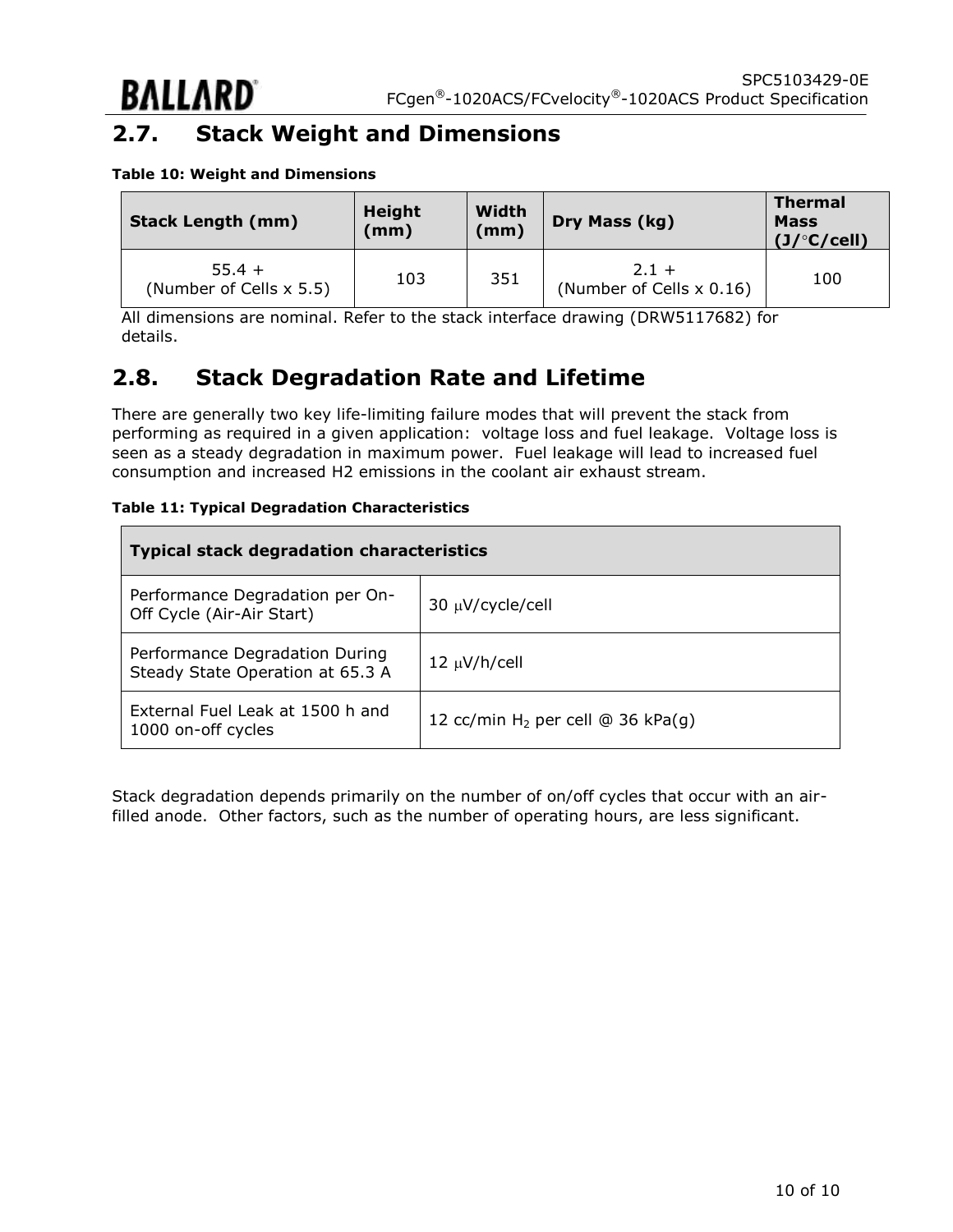## 2.7. Stack Weight and Dimensions

**Table 10: Weight and Dimensions**

| Stack Length (mm) | Height (mm) | Width (mm) | Dry Mass (kg) | Thermal Mass (J/°C/cell) |
|---|---|---|---|---|
| 55.4 + (Number of Cells x 5.5) | 103 | 351 | 2.1 + (Number of Cells x 0.16) | 100 |

All dimensions are nominal. Refer to the stack interface drawing (DRW5117682) for details.

## 2.8. Stack Degradation Rate and Lifetime

There are generally two key life-limiting failure modes that will prevent the stack from performing as required in a given application: voltage loss and fuel leakage. Voltage loss is seen as a steady degradation in maximum power. Fuel leakage will lead to increased fuel consumption and increased H2 emissions in the coolant air exhaust stream.

**Table 11: Typical Degradation Characteristics**

| Typical stack degradation characteristics | |
|---|---|
| Performance Degradation per On-Off Cycle (Air-Air Start) | 30 μV/cycle/cell |
| Performance Degradation During Steady State Operation at 65.3 A | 12 μV/h/cell |
| External Fuel Leak at 1500 h and 1000 on-off cycles | 12 cc/min $H_2$ per cell @ 36 kPa(g) |

Stack degradation depends primarily on the number of on/off cycles that occur with an air-filled anode. Other factors, such as the number of operating hours, are less significant.